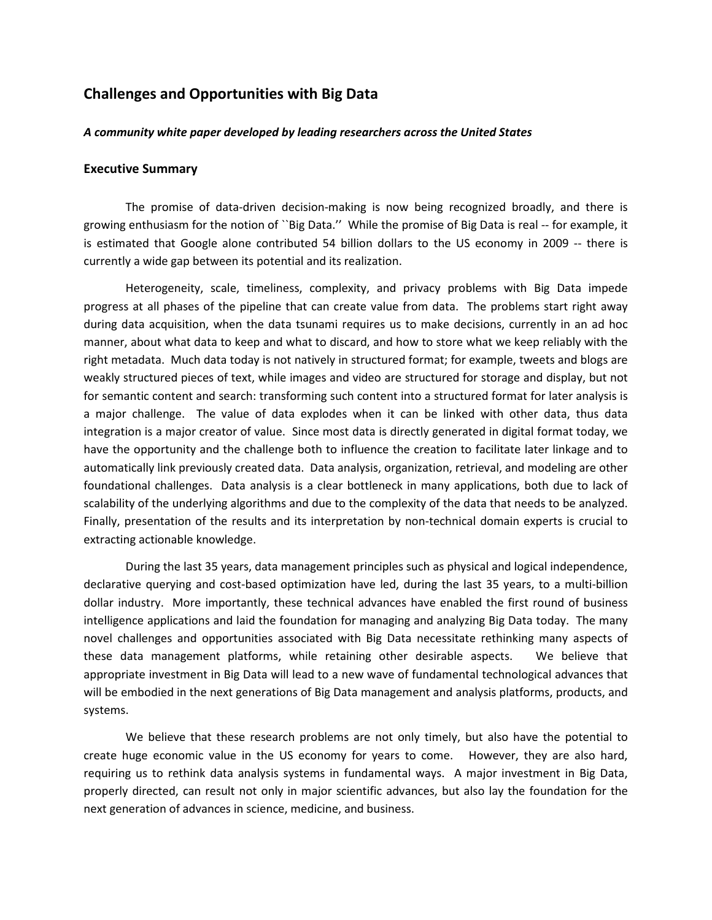## Challenges and Opportunities with Big Data

***A community white paper developed by leading researchers across the United States***

### Executive Summary

The promise of data-driven decision-making is now being recognized broadly, and there is growing enthusiasm for the notion of ``Big Data.'' While the promise of Big Data is real -- for example, it is estimated that Google alone contributed 54 billion dollars to the US economy in 2009 -- there is currently a wide gap between its potential and its realization.

Heterogeneity, scale, timeliness, complexity, and privacy problems with Big Data impede progress at all phases of the pipeline that can create value from data. The problems start right away during data acquisition, when the data tsunami requires us to make decisions, currently in an ad hoc manner, about what data to keep and what to discard, and how to store what we keep reliably with the right metadata. Much data today is not natively in structured format; for example, tweets and blogs are weakly structured pieces of text, while images and video are structured for storage and display, but not for semantic content and search: transforming such content into a structured format for later analysis is a major challenge. The value of data explodes when it can be linked with other data, thus data integration is a major creator of value. Since most data is directly generated in digital format today, we have the opportunity and the challenge both to influence the creation to facilitate later linkage and to automatically link previously created data. Data analysis, organization, retrieval, and modeling are other foundational challenges. Data analysis is a clear bottleneck in many applications, both due to lack of scalability of the underlying algorithms and due to the complexity of the data that needs to be analyzed. Finally, presentation of the results and its interpretation by non-technical domain experts is crucial to extracting actionable knowledge.

During the last 35 years, data management principles such as physical and logical independence, declarative querying and cost-based optimization have led, during the last 35 years, to a multi-billion dollar industry. More importantly, these technical advances have enabled the first round of business intelligence applications and laid the foundation for managing and analyzing Big Data today. The many novel challenges and opportunities associated with Big Data necessitate rethinking many aspects of these data management platforms, while retaining other desirable aspects. We believe that appropriate investment in Big Data will lead to a new wave of fundamental technological advances that will be embodied in the next generations of Big Data management and analysis platforms, products, and systems.

We believe that these research problems are not only timely, but also have the potential to create huge economic value in the US economy for years to come. However, they are also hard, requiring us to rethink data analysis systems in fundamental ways. A major investment in Big Data, properly directed, can result not only in major scientific advances, but also lay the foundation for the next generation of advances in science, medicine, and business.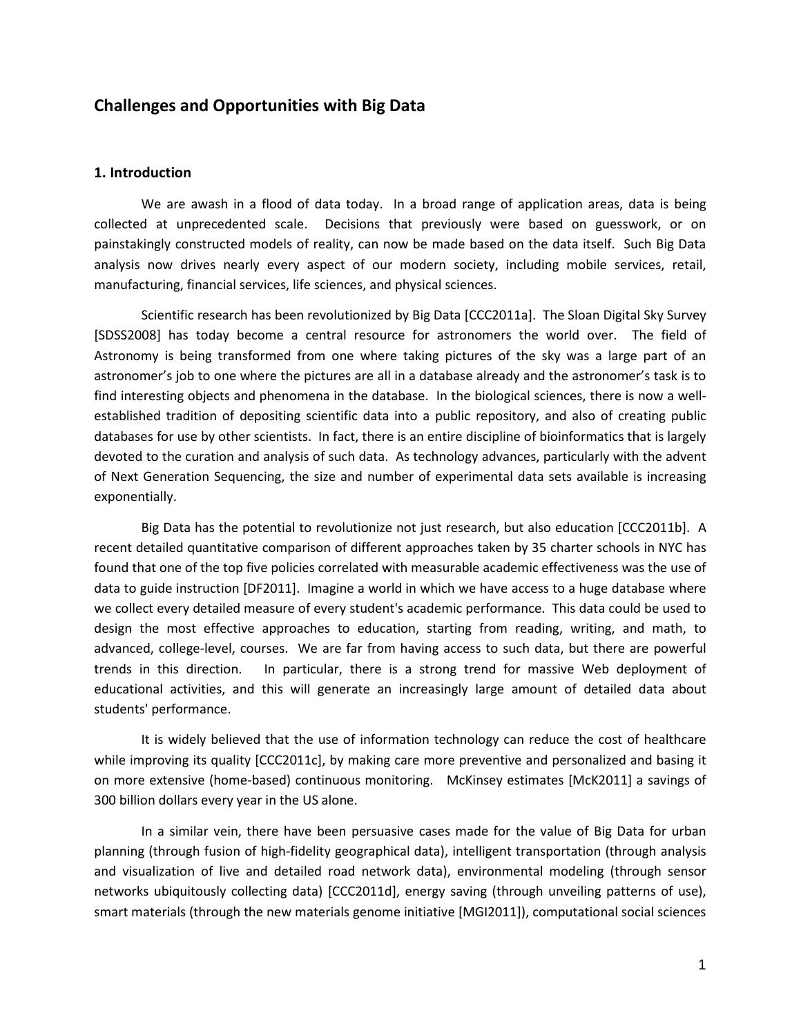## Challenges and Opportunities with Big Data

### 1. Introduction

We are awash in a flood of data today. In a broad range of application areas, data is being collected at unprecedented scale. Decisions that previously were based on guesswork, or on painstakingly constructed models of reality, can now be made based on the data itself. Such Big Data analysis now drives nearly every aspect of our modern society, including mobile services, retail, manufacturing, financial services, life sciences, and physical sciences.

Scientific research has been revolutionized by Big Data [CCC2011a]. The Sloan Digital Sky Survey [SDSS2008] has today become a central resource for astronomers the world over. The field of Astronomy is being transformed from one where taking pictures of the sky was a large part of an astronomer's job to one where the pictures are all in a database already and the astronomer's task is to find interesting objects and phenomena in the database. In the biological sciences, there is now a well-established tradition of depositing scientific data into a public repository, and also of creating public databases for use by other scientists. In fact, there is an entire discipline of bioinformatics that is largely devoted to the curation and analysis of such data. As technology advances, particularly with the advent of Next Generation Sequencing, the size and number of experimental data sets available is increasing exponentially.

Big Data has the potential to revolutionize not just research, but also education [CCC2011b]. A recent detailed quantitative comparison of different approaches taken by 35 charter schools in NYC has found that one of the top five policies correlated with measurable academic effectiveness was the use of data to guide instruction [DF2011]. Imagine a world in which we have access to a huge database where we collect every detailed measure of every student's academic performance. This data could be used to design the most effective approaches to education, starting from reading, writing, and math, to advanced, college-level, courses. We are far from having access to such data, but there are powerful trends in this direction. In particular, there is a strong trend for massive Web deployment of educational activities, and this will generate an increasingly large amount of detailed data about students' performance.

It is widely believed that the use of information technology can reduce the cost of healthcare while improving its quality [CCC2011c], by making care more preventive and personalized and basing it on more extensive (home-based) continuous monitoring. McKinsey estimates [McK2011] a savings of 300 billion dollars every year in the US alone.

In a similar vein, there have been persuasive cases made for the value of Big Data for urban planning (through fusion of high-fidelity geographical data), intelligent transportation (through analysis and visualization of live and detailed road network data), environmental modeling (through sensor networks ubiquitously collecting data) [CCC2011d], energy saving (through unveiling patterns of use), smart materials (through the new materials genome initiative [MGI2011]), computational social sciences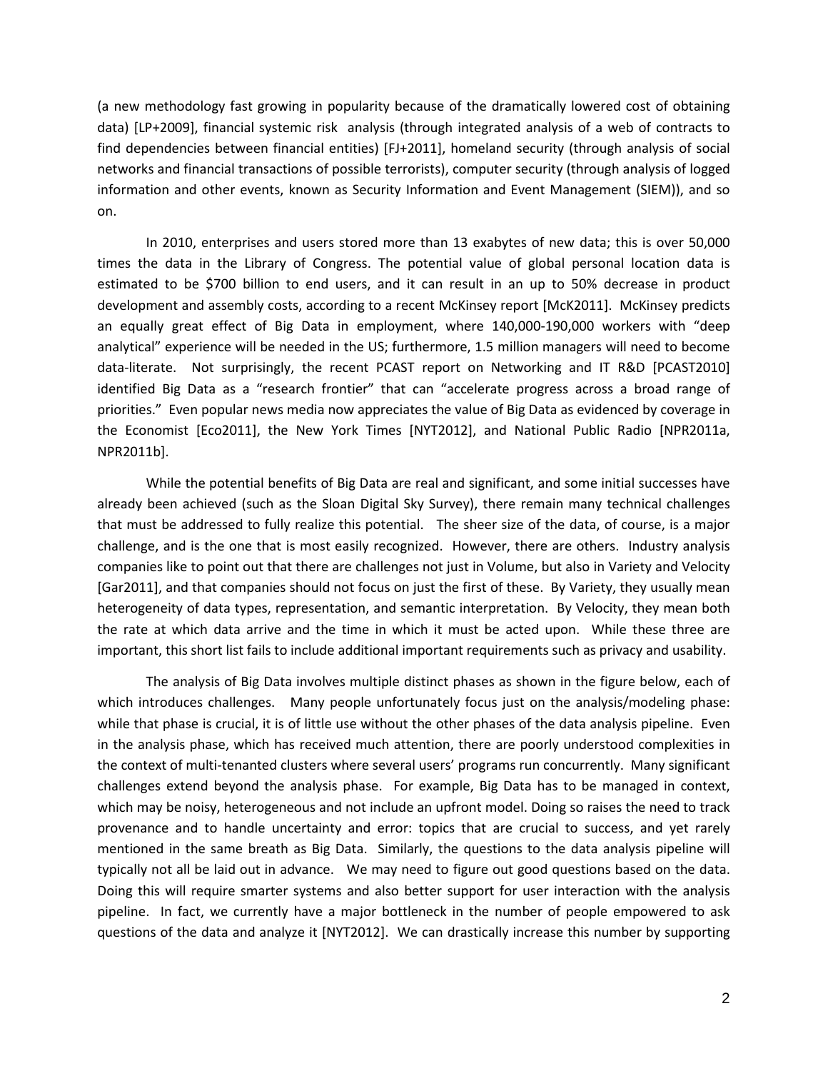(a new methodology fast growing in popularity because of the dramatically lowered cost of obtaining data) [LP+2009], financial systemic risk analysis (through integrated analysis of a web of contracts to find dependencies between financial entities) [FJ+2011], homeland security (through analysis of social networks and financial transactions of possible terrorists), computer security (through analysis of logged information and other events, known as Security Information and Event Management (SIEM)), and so on.

In 2010, enterprises and users stored more than 13 exabytes of new data; this is over 50,000 times the data in the Library of Congress. The potential value of global personal location data is estimated to be $700 billion to end users, and it can result in an up to 50% decrease in product development and assembly costs, according to a recent McKinsey report [McK2011]. McKinsey predicts an equally great effect of Big Data in employment, where 140,000-190,000 workers with "deep analytical" experience will be needed in the US; furthermore, 1.5 million managers will need to become data-literate. Not surprisingly, the recent PCAST report on Networking and IT R&D [PCAST2010] identified Big Data as a "research frontier" that can "accelerate progress across a broad range of priorities." Even popular news media now appreciates the value of Big Data as evidenced by coverage in the Economist [Eco2011], the New York Times [NYT2012], and National Public Radio [NPR2011a, NPR2011b].

While the potential benefits of Big Data are real and significant, and some initial successes have already been achieved (such as the Sloan Digital Sky Survey), there remain many technical challenges that must be addressed to fully realize this potential. The sheer size of the data, of course, is a major challenge, and is the one that is most easily recognized. However, there are others. Industry analysis companies like to point out that there are challenges not just in Volume, but also in Variety and Velocity [Gar2011], and that companies should not focus on just the first of these. By Variety, they usually mean heterogeneity of data types, representation, and semantic interpretation. By Velocity, they mean both the rate at which data arrive and the time in which it must be acted upon. While these three are important, this short list fails to include additional important requirements such as privacy and usability.

The analysis of Big Data involves multiple distinct phases as shown in the figure below, each of which introduces challenges. Many people unfortunately focus just on the analysis/modeling phase: while that phase is crucial, it is of little use without the other phases of the data analysis pipeline. Even in the analysis phase, which has received much attention, there are poorly understood complexities in the context of multi-tenanted clusters where several users' programs run concurrently. Many significant challenges extend beyond the analysis phase. For example, Big Data has to be managed in context, which may be noisy, heterogeneous and not include an upfront model. Doing so raises the need to track provenance and to handle uncertainty and error: topics that are crucial to success, and yet rarely mentioned in the same breath as Big Data. Similarly, the questions to the data analysis pipeline will typically not all be laid out in advance. We may need to figure out good questions based on the data. Doing this will require smarter systems and also better support for user interaction with the analysis pipeline. In fact, we currently have a major bottleneck in the number of people empowered to ask questions of the data and analyze it [NYT2012]. We can drastically increase this number by supporting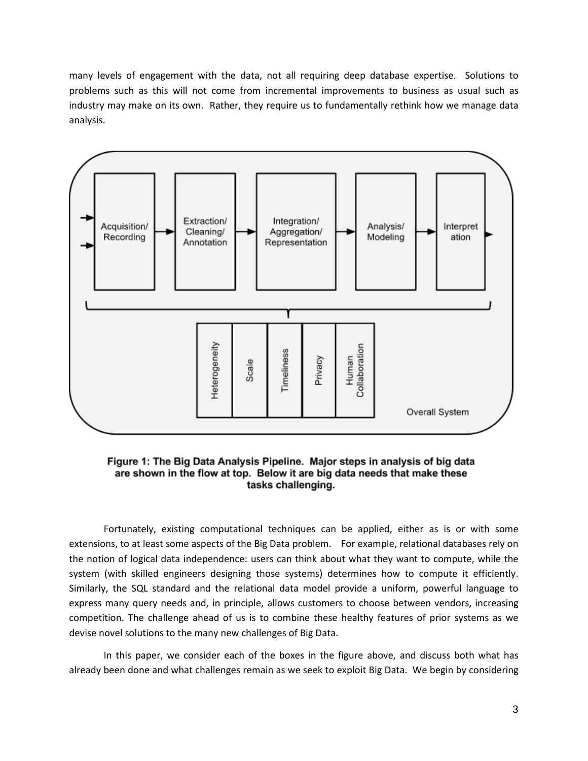many levels of engagement with the data, not all requiring deep database expertise. Solutions to problems such as this will not come from incremental improvements to business as usual such as industry may make on its own. Rather, they require us to fundamentally rethink how we manage data analysis.

**Figure 1: The Big Data Analysis Pipeline. Major steps in analysis of big data are shown in the flow at top. Below it are big data needs that make these tasks challenging.**

Fortunately, existing computational techniques can be applied, either as is or with some extensions, to at least some aspects of the Big Data problem. For example, relational databases rely on the notion of logical data independence: users can think about what they want to compute, while the system (with skilled engineers designing those systems) determines how to compute it efficiently. Similarly, the SQL standard and the relational data model provide a uniform, powerful language to express many query needs and, in principle, allows customers to choose between vendors, increasing competition. The challenge ahead of us is to combine these healthy features of prior systems as we devise novel solutions to the many new challenges of Big Data.

In this paper, we consider each of the boxes in the figure above, and discuss both what has already been done and what challenges remain as we seek to exploit Big Data. We begin by considering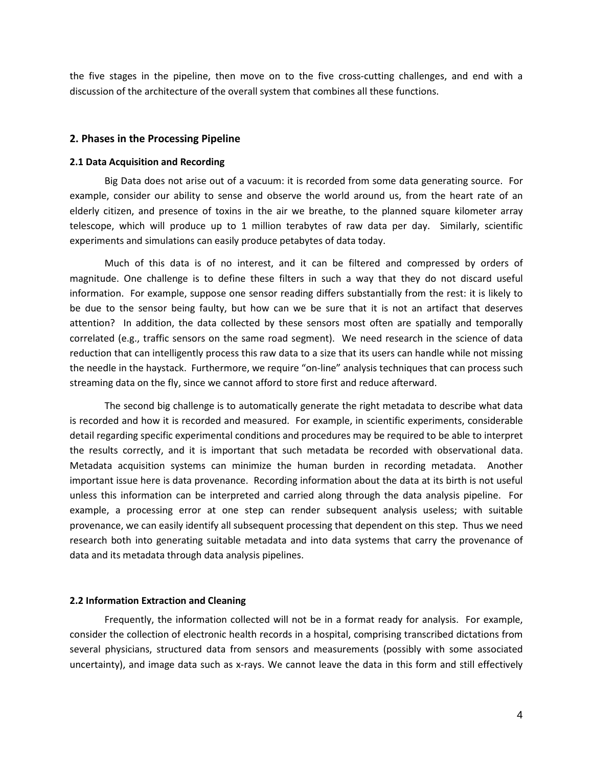the five stages in the pipeline, then move on to the five cross-cutting challenges, and end with a discussion of the architecture of the overall system that combines all these functions.

## 2. Phases in the Processing Pipeline

### 2.1 Data Acquisition and Recording

Big Data does not arise out of a vacuum: it is recorded from some data generating source. For example, consider our ability to sense and observe the world around us, from the heart rate of an elderly citizen, and presence of toxins in the air we breathe, to the planned square kilometer array telescope, which will produce up to 1 million terabytes of raw data per day. Similarly, scientific experiments and simulations can easily produce petabytes of data today.

Much of this data is of no interest, and it can be filtered and compressed by orders of magnitude. One challenge is to define these filters in such a way that they do not discard useful information. For example, suppose one sensor reading differs substantially from the rest: it is likely to be due to the sensor being faulty, but how can we be sure that it is not an artifact that deserves attention? In addition, the data collected by these sensors most often are spatially and temporally correlated (e.g., traffic sensors on the same road segment). We need research in the science of data reduction that can intelligently process this raw data to a size that its users can handle while not missing the needle in the haystack. Furthermore, we require "on-line" analysis techniques that can process such streaming data on the fly, since we cannot afford to store first and reduce afterward.

The second big challenge is to automatically generate the right metadata to describe what data is recorded and how it is recorded and measured. For example, in scientific experiments, considerable detail regarding specific experimental conditions and procedures may be required to be able to interpret the results correctly, and it is important that such metadata be recorded with observational data. Metadata acquisition systems can minimize the human burden in recording metadata. Another important issue here is data provenance. Recording information about the data at its birth is not useful unless this information can be interpreted and carried along through the data analysis pipeline. For example, a processing error at one step can render subsequent analysis useless; with suitable provenance, we can easily identify all subsequent processing that dependent on this step. Thus we need research both into generating suitable metadata and into data systems that carry the provenance of data and its metadata through data analysis pipelines.

### 2.2 Information Extraction and Cleaning

Frequently, the information collected will not be in a format ready for analysis. For example, consider the collection of electronic health records in a hospital, comprising transcribed dictations from several physicians, structured data from sensors and measurements (possibly with some associated uncertainty), and image data such as x-rays. We cannot leave the data in this form and still effectively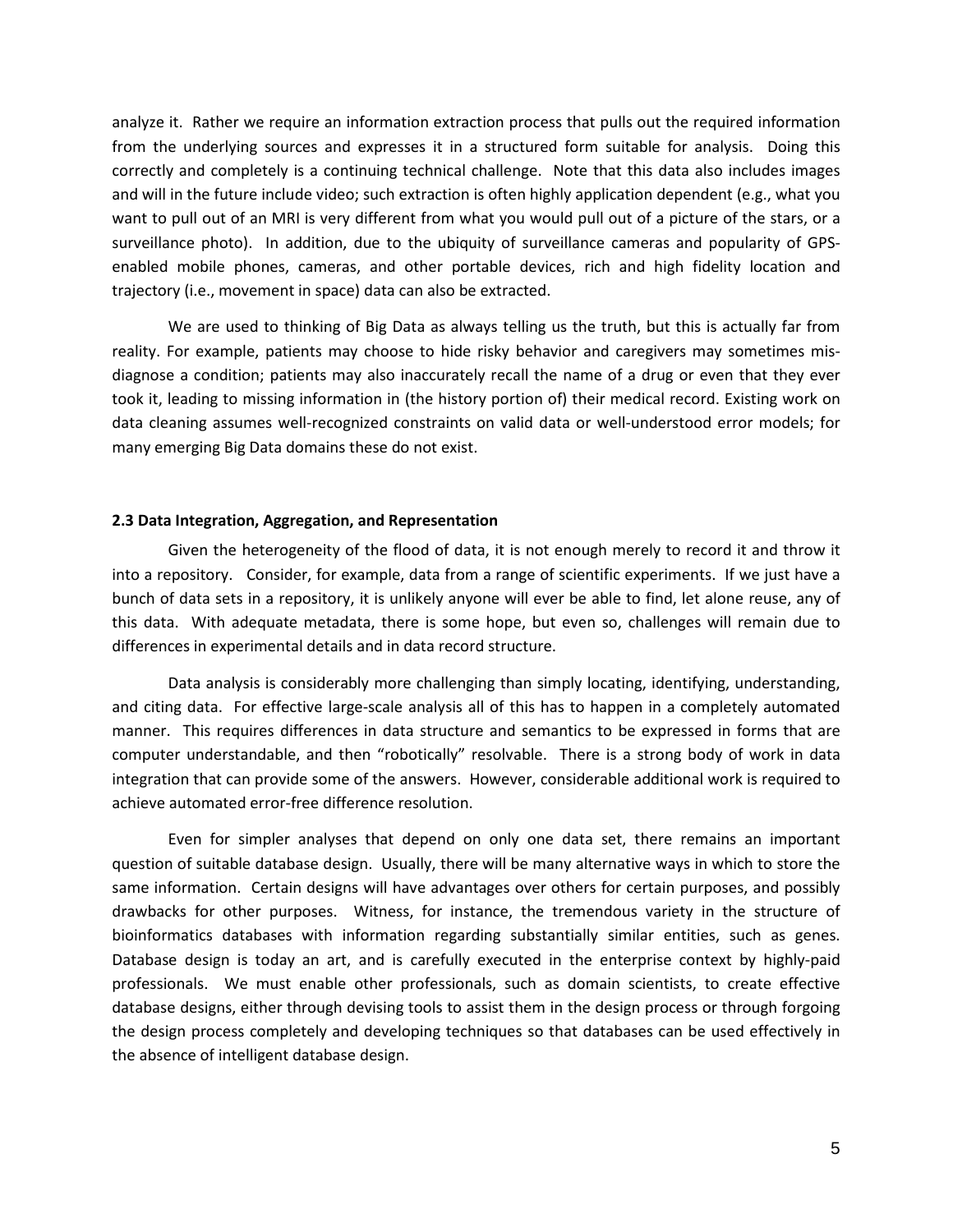analyze it. Rather we require an information extraction process that pulls out the required information from the underlying sources and expresses it in a structured form suitable for analysis. Doing this correctly and completely is a continuing technical challenge. Note that this data also includes images and will in the future include video; such extraction is often highly application dependent (e.g., what you want to pull out of an MRI is very different from what you would pull out of a picture of the stars, or a surveillance photo). In addition, due to the ubiquity of surveillance cameras and popularity of GPS-enabled mobile phones, cameras, and other portable devices, rich and high fidelity location and trajectory (i.e., movement in space) data can also be extracted.

We are used to thinking of Big Data as always telling us the truth, but this is actually far from reality. For example, patients may choose to hide risky behavior and caregivers may sometimes mis-diagnose a condition; patients may also inaccurately recall the name of a drug or even that they ever took it, leading to missing information in (the history portion of) their medical record. Existing work on data cleaning assumes well-recognized constraints on valid data or well-understood error models; for many emerging Big Data domains these do not exist.

### 2.3 Data Integration, Aggregation, and Representation

Given the heterogeneity of the flood of data, it is not enough merely to record it and throw it into a repository. Consider, for example, data from a range of scientific experiments. If we just have a bunch of data sets in a repository, it is unlikely anyone will ever be able to find, let alone reuse, any of this data. With adequate metadata, there is some hope, but even so, challenges will remain due to differences in experimental details and in data record structure.

Data analysis is considerably more challenging than simply locating, identifying, understanding, and citing data. For effective large-scale analysis all of this has to happen in a completely automated manner. This requires differences in data structure and semantics to be expressed in forms that are computer understandable, and then "robotically" resolvable. There is a strong body of work in data integration that can provide some of the answers. However, considerable additional work is required to achieve automated error-free difference resolution.

Even for simpler analyses that depend on only one data set, there remains an important question of suitable database design. Usually, there will be many alternative ways in which to store the same information. Certain designs will have advantages over others for certain purposes, and possibly drawbacks for other purposes. Witness, for instance, the tremendous variety in the structure of bioinformatics databases with information regarding substantially similar entities, such as genes. Database design is today an art, and is carefully executed in the enterprise context by highly-paid professionals. We must enable other professionals, such as domain scientists, to create effective database designs, either through devising tools to assist them in the design process or through forgoing the design process completely and developing techniques so that databases can be used effectively in the absence of intelligent database design.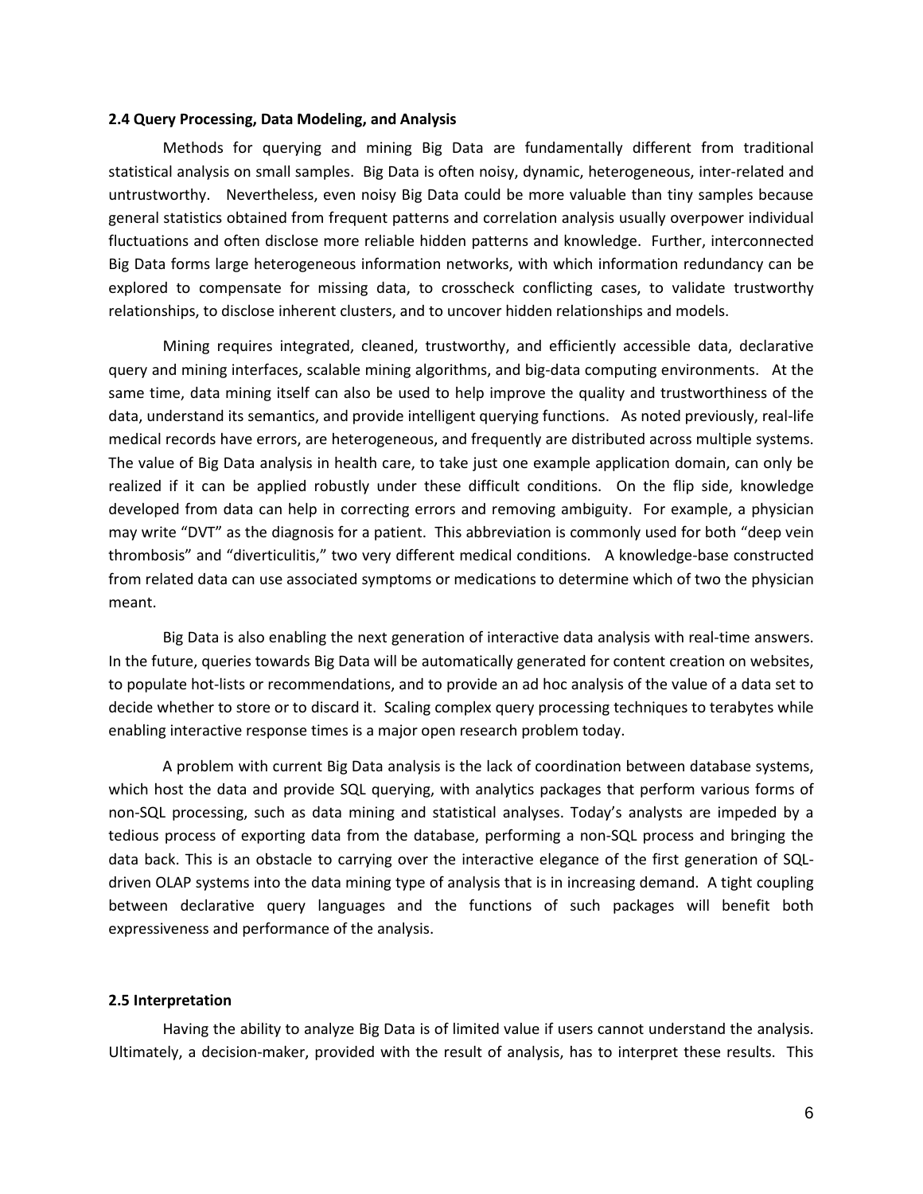#### 2.4 Query Processing, Data Modeling, and Analysis

Methods for querying and mining Big Data are fundamentally different from traditional statistical analysis on small samples. Big Data is often noisy, dynamic, heterogeneous, inter-related and untrustworthy. Nevertheless, even noisy Big Data could be more valuable than tiny samples because general statistics obtained from frequent patterns and correlation analysis usually overpower individual fluctuations and often disclose more reliable hidden patterns and knowledge. Further, interconnected Big Data forms large heterogeneous information networks, with which information redundancy can be explored to compensate for missing data, to crosscheck conflicting cases, to validate trustworthy relationships, to disclose inherent clusters, and to uncover hidden relationships and models.

Mining requires integrated, cleaned, trustworthy, and efficiently accessible data, declarative query and mining interfaces, scalable mining algorithms, and big-data computing environments. At the same time, data mining itself can also be used to help improve the quality and trustworthiness of the data, understand its semantics, and provide intelligent querying functions. As noted previously, real-life medical records have errors, are heterogeneous, and frequently are distributed across multiple systems. The value of Big Data analysis in health care, to take just one example application domain, can only be realized if it can be applied robustly under these difficult conditions. On the flip side, knowledge developed from data can help in correcting errors and removing ambiguity. For example, a physician may write "DVT" as the diagnosis for a patient. This abbreviation is commonly used for both "deep vein thrombosis" and "diverticulitis," two very different medical conditions. A knowledge-base constructed from related data can use associated symptoms or medications to determine which of two the physician meant.

Big Data is also enabling the next generation of interactive data analysis with real-time answers. In the future, queries towards Big Data will be automatically generated for content creation on websites, to populate hot-lists or recommendations, and to provide an ad hoc analysis of the value of a data set to decide whether to store or to discard it. Scaling complex query processing techniques to terabytes while enabling interactive response times is a major open research problem today.

A problem with current Big Data analysis is the lack of coordination between database systems, which host the data and provide SQL querying, with analytics packages that perform various forms of non-SQL processing, such as data mining and statistical analyses. Today's analysts are impeded by a tedious process of exporting data from the database, performing a non-SQL process and bringing the data back. This is an obstacle to carrying over the interactive elegance of the first generation of SQL-driven OLAP systems into the data mining type of analysis that is in increasing demand. A tight coupling between declarative query languages and the functions of such packages will benefit both expressiveness and performance of the analysis.

#### 2.5 Interpretation

Having the ability to analyze Big Data is of limited value if users cannot understand the analysis. Ultimately, a decision-maker, provided with the result of analysis, has to interpret these results. This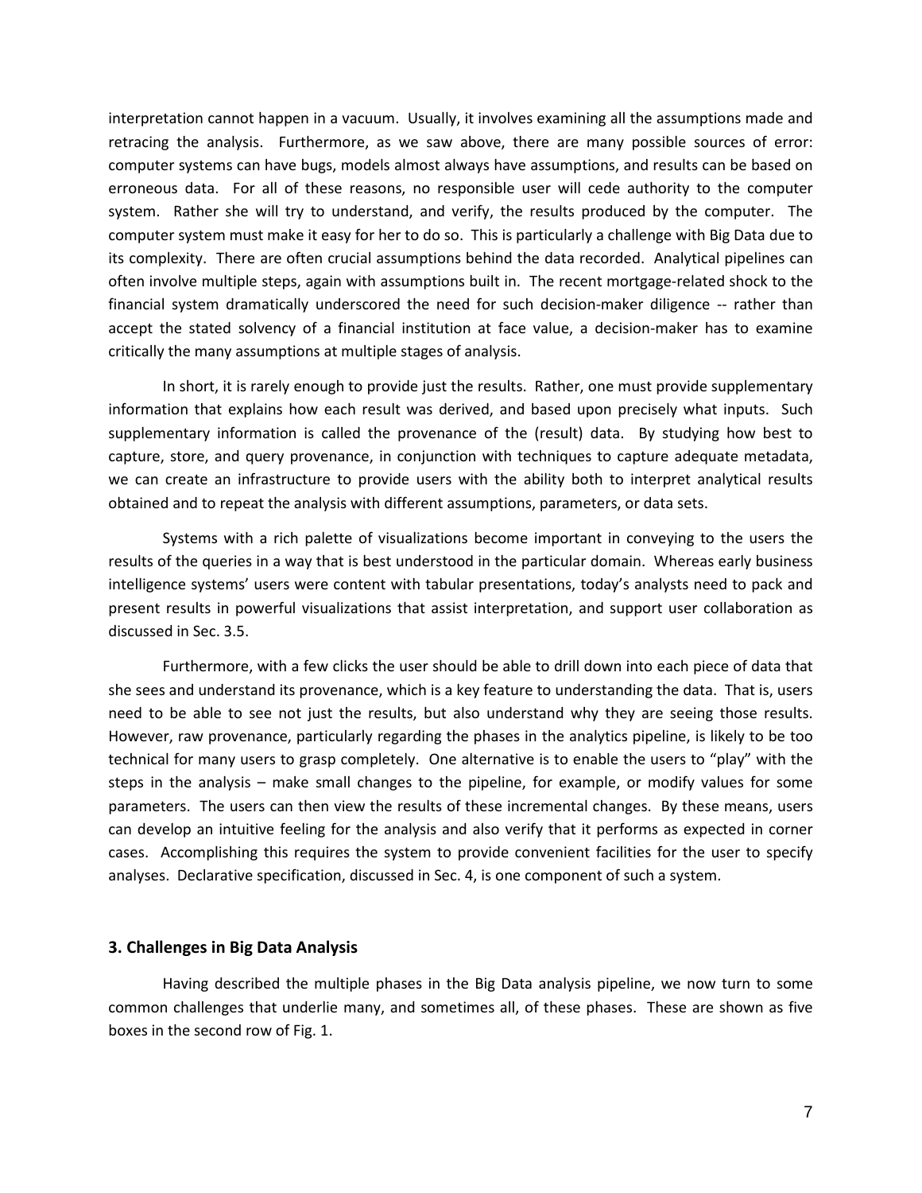interpretation cannot happen in a vacuum. Usually, it involves examining all the assumptions made and retracing the analysis. Furthermore, as we saw above, there are many possible sources of error: computer systems can have bugs, models almost always have assumptions, and results can be based on erroneous data. For all of these reasons, no responsible user will cede authority to the computer system. Rather she will try to understand, and verify, the results produced by the computer. The computer system must make it easy for her to do so. This is particularly a challenge with Big Data due to its complexity. There are often crucial assumptions behind the data recorded. Analytical pipelines can often involve multiple steps, again with assumptions built in. The recent mortgage-related shock to the financial system dramatically underscored the need for such decision-maker diligence -- rather than accept the stated solvency of a financial institution at face value, a decision-maker has to examine critically the many assumptions at multiple stages of analysis.

In short, it is rarely enough to provide just the results. Rather, one must provide supplementary information that explains how each result was derived, and based upon precisely what inputs. Such supplementary information is called the provenance of the (result) data. By studying how best to capture, store, and query provenance, in conjunction with techniques to capture adequate metadata, we can create an infrastructure to provide users with the ability both to interpret analytical results obtained and to repeat the analysis with different assumptions, parameters, or data sets.

Systems with a rich palette of visualizations become important in conveying to the users the results of the queries in a way that is best understood in the particular domain. Whereas early business intelligence systems' users were content with tabular presentations, today's analysts need to pack and present results in powerful visualizations that assist interpretation, and support user collaboration as discussed in Sec. 3.5.

Furthermore, with a few clicks the user should be able to drill down into each piece of data that she sees and understand its provenance, which is a key feature to understanding the data. That is, users need to be able to see not just the results, but also understand why they are seeing those results. However, raw provenance, particularly regarding the phases in the analytics pipeline, is likely to be too technical for many users to grasp completely. One alternative is to enable the users to "play" with the steps in the analysis – make small changes to the pipeline, for example, or modify values for some parameters. The users can then view the results of these incremental changes. By these means, users can develop an intuitive feeling for the analysis and also verify that it performs as expected in corner cases. Accomplishing this requires the system to provide convenient facilities for the user to specify analyses. Declarative specification, discussed in Sec. 4, is one component of such a system.

## 3. Challenges in Big Data Analysis

Having described the multiple phases in the Big Data analysis pipeline, we now turn to some common challenges that underlie many, and sometimes all, of these phases. These are shown as five boxes in the second row of Fig. 1.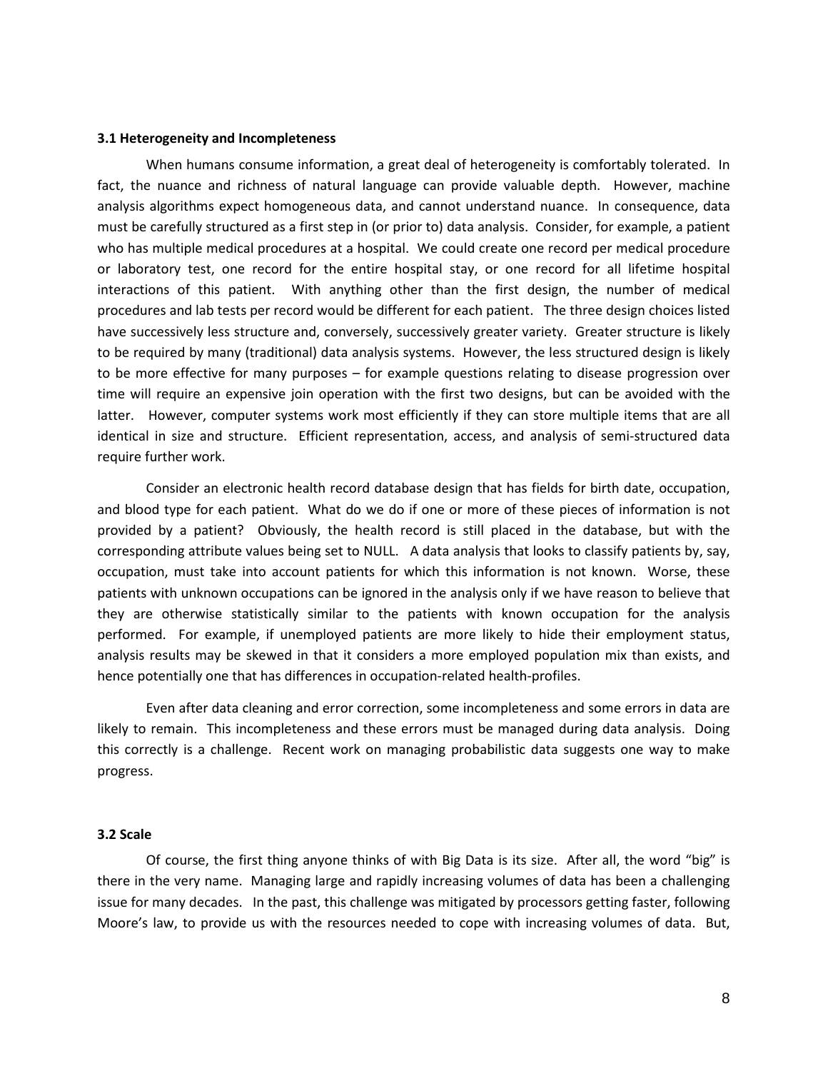### 3.1 Heterogeneity and Incompleteness

When humans consume information, a great deal of heterogeneity is comfortably tolerated. In fact, the nuance and richness of natural language can provide valuable depth. However, machine analysis algorithms expect homogeneous data, and cannot understand nuance. In consequence, data must be carefully structured as a first step in (or prior to) data analysis. Consider, for example, a patient who has multiple medical procedures at a hospital. We could create one record per medical procedure or laboratory test, one record for the entire hospital stay, or one record for all lifetime hospital interactions of this patient. With anything other than the first design, the number of medical procedures and lab tests per record would be different for each patient. The three design choices listed have successively less structure and, conversely, successively greater variety. Greater structure is likely to be required by many (traditional) data analysis systems. However, the less structured design is likely to be more effective for many purposes – for example questions relating to disease progression over time will require an expensive join operation with the first two designs, but can be avoided with the latter. However, computer systems work most efficiently if they can store multiple items that are all identical in size and structure. Efficient representation, access, and analysis of semi-structured data require further work.

Consider an electronic health record database design that has fields for birth date, occupation, and blood type for each patient. What do we do if one or more of these pieces of information is not provided by a patient? Obviously, the health record is still placed in the database, but with the corresponding attribute values being set to NULL. A data analysis that looks to classify patients by, say, occupation, must take into account patients for which this information is not known. Worse, these patients with unknown occupations can be ignored in the analysis only if we have reason to believe that they are otherwise statistically similar to the patients with known occupation for the analysis performed. For example, if unemployed patients are more likely to hide their employment status, analysis results may be skewed in that it considers a more employed population mix than exists, and hence potentially one that has differences in occupation-related health-profiles.

Even after data cleaning and error correction, some incompleteness and some errors in data are likely to remain. This incompleteness and these errors must be managed during data analysis. Doing this correctly is a challenge. Recent work on managing probabilistic data suggests one way to make progress.

### 3.2 Scale

Of course, the first thing anyone thinks of with Big Data is its size. After all, the word "big" is there in the very name. Managing large and rapidly increasing volumes of data has been a challenging issue for many decades. In the past, this challenge was mitigated by processors getting faster, following Moore's law, to provide us with the resources needed to cope with increasing volumes of data. But,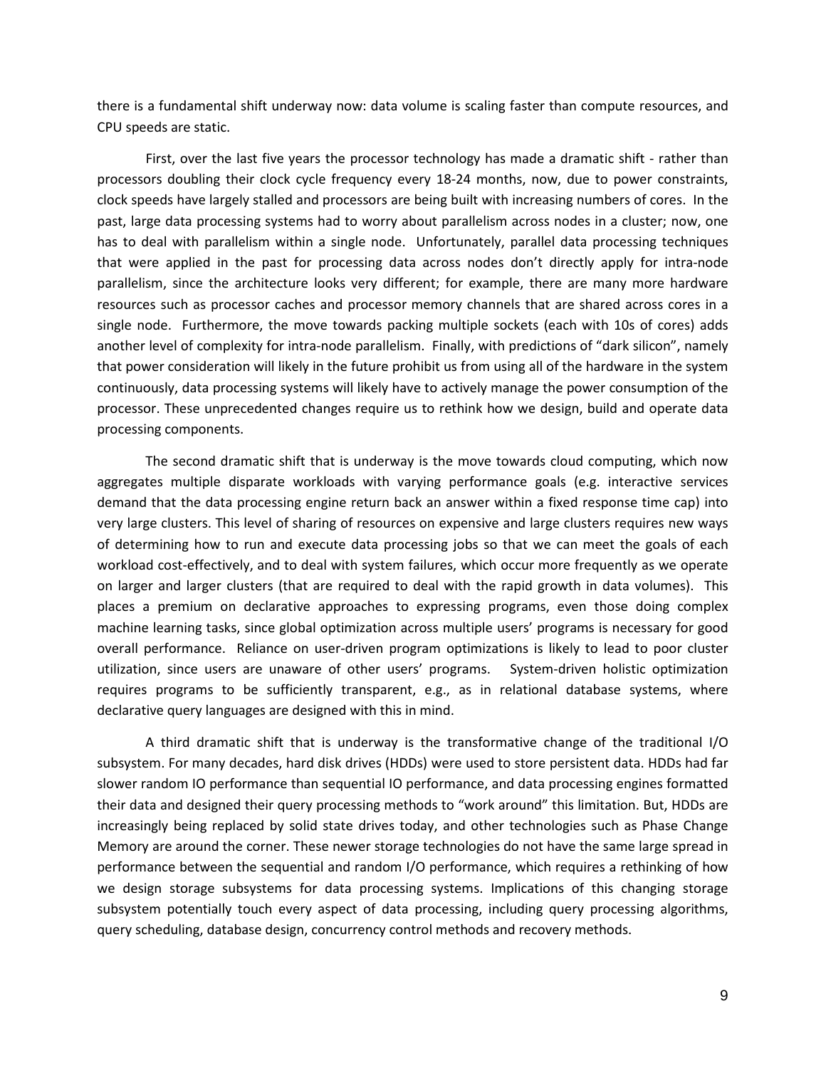there is a fundamental shift underway now: data volume is scaling faster than compute resources, and CPU speeds are static.

First, over the last five years the processor technology has made a dramatic shift - rather than processors doubling their clock cycle frequency every 18-24 months, now, due to power constraints, clock speeds have largely stalled and processors are being built with increasing numbers of cores. In the past, large data processing systems had to worry about parallelism across nodes in a cluster; now, one has to deal with parallelism within a single node. Unfortunately, parallel data processing techniques that were applied in the past for processing data across nodes don't directly apply for intra-node parallelism, since the architecture looks very different; for example, there are many more hardware resources such as processor caches and processor memory channels that are shared across cores in a single node. Furthermore, the move towards packing multiple sockets (each with 10s of cores) adds another level of complexity for intra-node parallelism. Finally, with predictions of "dark silicon", namely that power consideration will likely in the future prohibit us from using all of the hardware in the system continuously, data processing systems will likely have to actively manage the power consumption of the processor. These unprecedented changes require us to rethink how we design, build and operate data processing components.

The second dramatic shift that is underway is the move towards cloud computing, which now aggregates multiple disparate workloads with varying performance goals (e.g. interactive services demand that the data processing engine return back an answer within a fixed response time cap) into very large clusters. This level of sharing of resources on expensive and large clusters requires new ways of determining how to run and execute data processing jobs so that we can meet the goals of each workload cost-effectively, and to deal with system failures, which occur more frequently as we operate on larger and larger clusters (that are required to deal with the rapid growth in data volumes). This places a premium on declarative approaches to expressing programs, even those doing complex machine learning tasks, since global optimization across multiple users' programs is necessary for good overall performance. Reliance on user-driven program optimizations is likely to lead to poor cluster utilization, since users are unaware of other users' programs. System-driven holistic optimization requires programs to be sufficiently transparent, e.g., as in relational database systems, where declarative query languages are designed with this in mind.

A third dramatic shift that is underway is the transformative change of the traditional I/O subsystem. For many decades, hard disk drives (HDDs) were used to store persistent data. HDDs had far slower random IO performance than sequential IO performance, and data processing engines formatted their data and designed their query processing methods to "work around" this limitation. But, HDDs are increasingly being replaced by solid state drives today, and other technologies such as Phase Change Memory are around the corner. These newer storage technologies do not have the same large spread in performance between the sequential and random I/O performance, which requires a rethinking of how we design storage subsystems for data processing systems. Implications of this changing storage subsystem potentially touch every aspect of data processing, including query processing algorithms, query scheduling, database design, concurrency control methods and recovery methods.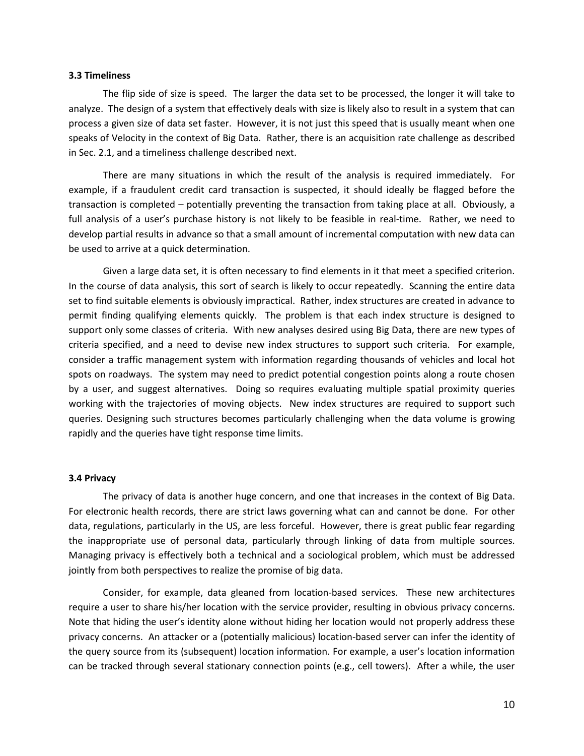### 3.3 Timeliness

The flip side of size is speed. The larger the data set to be processed, the longer it will take to analyze. The design of a system that effectively deals with size is likely also to result in a system that can process a given size of data set faster. However, it is not just this speed that is usually meant when one speaks of Velocity in the context of Big Data. Rather, there is an acquisition rate challenge as described in Sec. 2.1, and a timeliness challenge described next.

There are many situations in which the result of the analysis is required immediately. For example, if a fraudulent credit card transaction is suspected, it should ideally be flagged before the transaction is completed – potentially preventing the transaction from taking place at all. Obviously, a full analysis of a user's purchase history is not likely to be feasible in real-time. Rather, we need to develop partial results in advance so that a small amount of incremental computation with new data can be used to arrive at a quick determination.

Given a large data set, it is often necessary to find elements in it that meet a specified criterion. In the course of data analysis, this sort of search is likely to occur repeatedly. Scanning the entire data set to find suitable elements is obviously impractical. Rather, index structures are created in advance to permit finding qualifying elements quickly. The problem is that each index structure is designed to support only some classes of criteria. With new analyses desired using Big Data, there are new types of criteria specified, and a need to devise new index structures to support such criteria. For example, consider a traffic management system with information regarding thousands of vehicles and local hot spots on roadways. The system may need to predict potential congestion points along a route chosen by a user, and suggest alternatives. Doing so requires evaluating multiple spatial proximity queries working with the trajectories of moving objects. New index structures are required to support such queries. Designing such structures becomes particularly challenging when the data volume is growing rapidly and the queries have tight response time limits.

### 3.4 Privacy

The privacy of data is another huge concern, and one that increases in the context of Big Data. For electronic health records, there are strict laws governing what can and cannot be done. For other data, regulations, particularly in the US, are less forceful. However, there is great public fear regarding the inappropriate use of personal data, particularly through linking of data from multiple sources. Managing privacy is effectively both a technical and a sociological problem, which must be addressed jointly from both perspectives to realize the promise of big data.

Consider, for example, data gleaned from location-based services. These new architectures require a user to share his/her location with the service provider, resulting in obvious privacy concerns. Note that hiding the user's identity alone without hiding her location would not properly address these privacy concerns. An attacker or a (potentially malicious) location-based server can infer the identity of the query source from its (subsequent) location information. For example, a user's location information can be tracked through several stationary connection points (e.g., cell towers). After a while, the user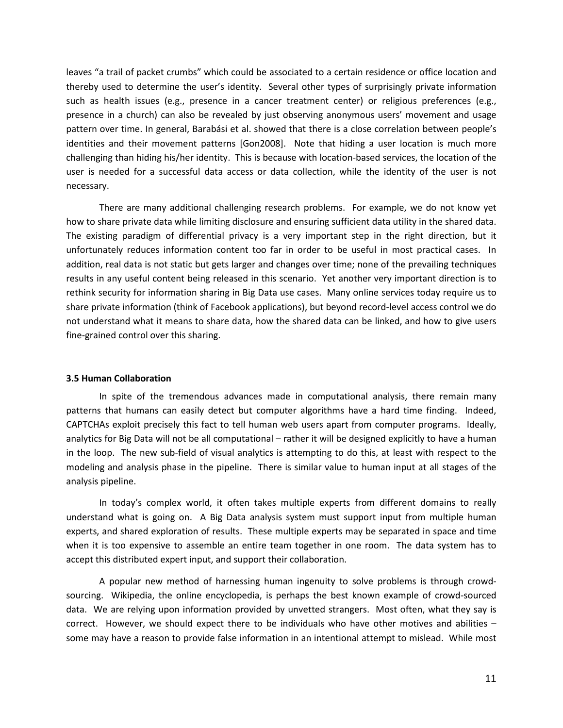leaves "a trail of packet crumbs" which could be associated to a certain residence or office location and thereby used to determine the user's identity. Several other types of surprisingly private information such as health issues (e.g., presence in a cancer treatment center) or religious preferences (e.g., presence in a church) can also be revealed by just observing anonymous users' movement and usage pattern over time. In general, Barabási et al. showed that there is a close correlation between people's identities and their movement patterns [Gon2008]. Note that hiding a user location is much more challenging than hiding his/her identity. This is because with location-based services, the location of the user is needed for a successful data access or data collection, while the identity of the user is not necessary.

There are many additional challenging research problems. For example, we do not know yet how to share private data while limiting disclosure and ensuring sufficient data utility in the shared data. The existing paradigm of differential privacy is a very important step in the right direction, but it unfortunately reduces information content too far in order to be useful in most practical cases. In addition, real data is not static but gets larger and changes over time; none of the prevailing techniques results in any useful content being released in this scenario. Yet another very important direction is to rethink security for information sharing in Big Data use cases. Many online services today require us to share private information (think of Facebook applications), but beyond record-level access control we do not understand what it means to share data, how the shared data can be linked, and how to give users fine-grained control over this sharing.

### 3.5 Human Collaboration

In spite of the tremendous advances made in computational analysis, there remain many patterns that humans can easily detect but computer algorithms have a hard time finding. Indeed, CAPTCHAs exploit precisely this fact to tell human web users apart from computer programs. Ideally, analytics for Big Data will not be all computational – rather it will be designed explicitly to have a human in the loop. The new sub-field of visual analytics is attempting to do this, at least with respect to the modeling and analysis phase in the pipeline. There is similar value to human input at all stages of the analysis pipeline.

In today's complex world, it often takes multiple experts from different domains to really understand what is going on. A Big Data analysis system must support input from multiple human experts, and shared exploration of results. These multiple experts may be separated in space and time when it is too expensive to assemble an entire team together in one room. The data system has to accept this distributed expert input, and support their collaboration.

A popular new method of harnessing human ingenuity to solve problems is through crowd-sourcing. Wikipedia, the online encyclopedia, is perhaps the best known example of crowd-sourced data. We are relying upon information provided by unvetted strangers. Most often, what they say is correct. However, we should expect there to be individuals who have other motives and abilities – some may have a reason to provide false information in an intentional attempt to mislead. While most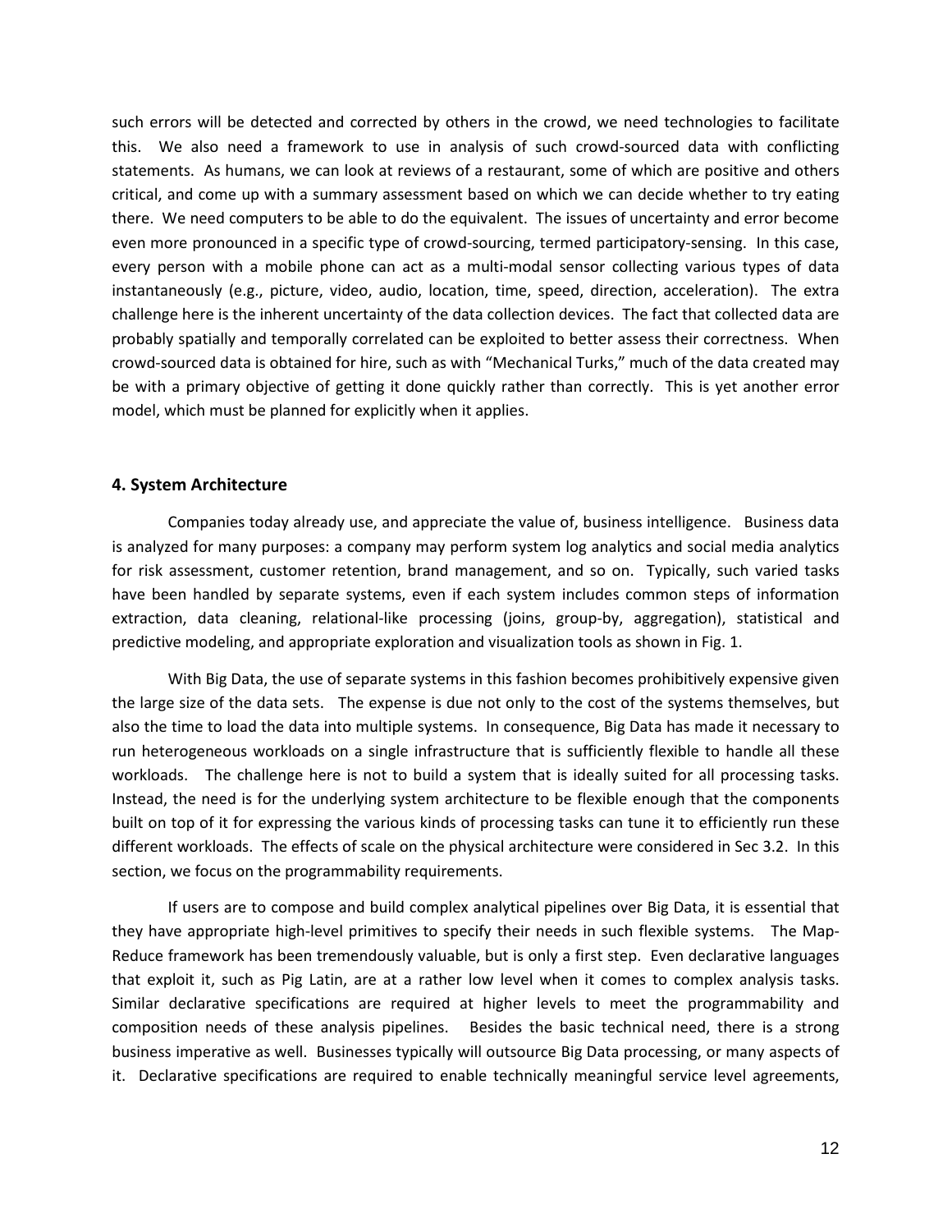such errors will be detected and corrected by others in the crowd, we need technologies to facilitate this. We also need a framework to use in analysis of such crowd-sourced data with conflicting statements. As humans, we can look at reviews of a restaurant, some of which are positive and others critical, and come up with a summary assessment based on which we can decide whether to try eating there. We need computers to be able to do the equivalent. The issues of uncertainty and error become even more pronounced in a specific type of crowd-sourcing, termed participatory-sensing. In this case, every person with a mobile phone can act as a multi-modal sensor collecting various types of data instantaneously (e.g., picture, video, audio, location, time, speed, direction, acceleration). The extra challenge here is the inherent uncertainty of the data collection devices. The fact that collected data are probably spatially and temporally correlated can be exploited to better assess their correctness. When crowd-sourced data is obtained for hire, such as with "Mechanical Turks," much of the data created may be with a primary objective of getting it done quickly rather than correctly. This is yet another error model, which must be planned for explicitly when it applies.

## 4. System Architecture

Companies today already use, and appreciate the value of, business intelligence. Business data is analyzed for many purposes: a company may perform system log analytics and social media analytics for risk assessment, customer retention, brand management, and so on. Typically, such varied tasks have been handled by separate systems, even if each system includes common steps of information extraction, data cleaning, relational-like processing (joins, group-by, aggregation), statistical and predictive modeling, and appropriate exploration and visualization tools as shown in Fig. 1.

With Big Data, the use of separate systems in this fashion becomes prohibitively expensive given the large size of the data sets. The expense is due not only to the cost of the systems themselves, but also the time to load the data into multiple systems. In consequence, Big Data has made it necessary to run heterogeneous workloads on a single infrastructure that is sufficiently flexible to handle all these workloads. The challenge here is not to build a system that is ideally suited for all processing tasks. Instead, the need is for the underlying system architecture to be flexible enough that the components built on top of it for expressing the various kinds of processing tasks can tune it to efficiently run these different workloads. The effects of scale on the physical architecture were considered in Sec 3.2. In this section, we focus on the programmability requirements.

If users are to compose and build complex analytical pipelines over Big Data, it is essential that they have appropriate high-level primitives to specify their needs in such flexible systems. The Map-Reduce framework has been tremendously valuable, but is only a first step. Even declarative languages that exploit it, such as Pig Latin, are at a rather low level when it comes to complex analysis tasks. Similar declarative specifications are required at higher levels to meet the programmability and composition needs of these analysis pipelines. Besides the basic technical need, there is a strong business imperative as well. Businesses typically will outsource Big Data processing, or many aspects of it. Declarative specifications are required to enable technically meaningful service level agreements,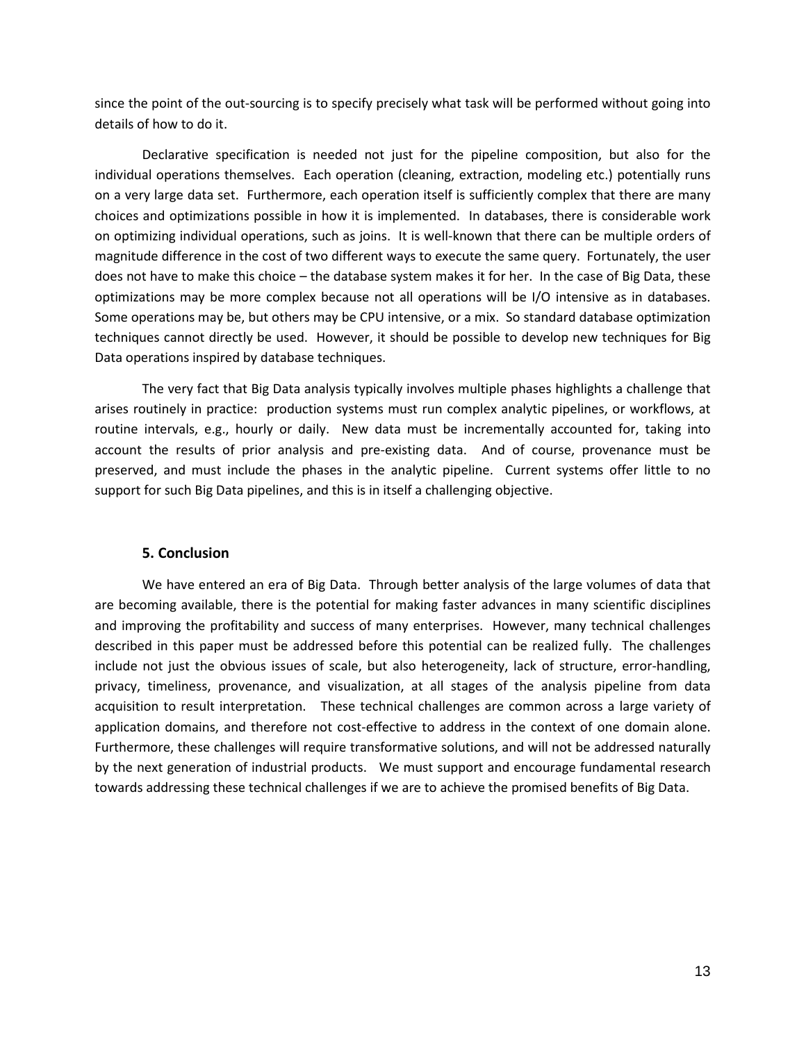since the point of the out-sourcing is to specify precisely what task will be performed without going into details of how to do it.

Declarative specification is needed not just for the pipeline composition, but also for the individual operations themselves. Each operation (cleaning, extraction, modeling etc.) potentially runs on a very large data set. Furthermore, each operation itself is sufficiently complex that there are many choices and optimizations possible in how it is implemented. In databases, there is considerable work on optimizing individual operations, such as joins. It is well-known that there can be multiple orders of magnitude difference in the cost of two different ways to execute the same query. Fortunately, the user does not have to make this choice – the database system makes it for her. In the case of Big Data, these optimizations may be more complex because not all operations will be I/O intensive as in databases. Some operations may be, but others may be CPU intensive, or a mix. So standard database optimization techniques cannot directly be used. However, it should be possible to develop new techniques for Big Data operations inspired by database techniques.

The very fact that Big Data analysis typically involves multiple phases highlights a challenge that arises routinely in practice: production systems must run complex analytic pipelines, or workflows, at routine intervals, e.g., hourly or daily. New data must be incrementally accounted for, taking into account the results of prior analysis and pre-existing data. And of course, provenance must be preserved, and must include the phases in the analytic pipeline. Current systems offer little to no support for such Big Data pipelines, and this is in itself a challenging objective.

## 5. Conclusion

We have entered an era of Big Data. Through better analysis of the large volumes of data that are becoming available, there is the potential for making faster advances in many scientific disciplines and improving the profitability and success of many enterprises. However, many technical challenges described in this paper must be addressed before this potential can be realized fully. The challenges include not just the obvious issues of scale, but also heterogeneity, lack of structure, error-handling, privacy, timeliness, provenance, and visualization, at all stages of the analysis pipeline from data acquisition to result interpretation. These technical challenges are common across a large variety of application domains, and therefore not cost-effective to address in the context of one domain alone. Furthermore, these challenges will require transformative solutions, and will not be addressed naturally by the next generation of industrial products. We must support and encourage fundamental research towards addressing these technical challenges if we are to achieve the promised benefits of Big Data.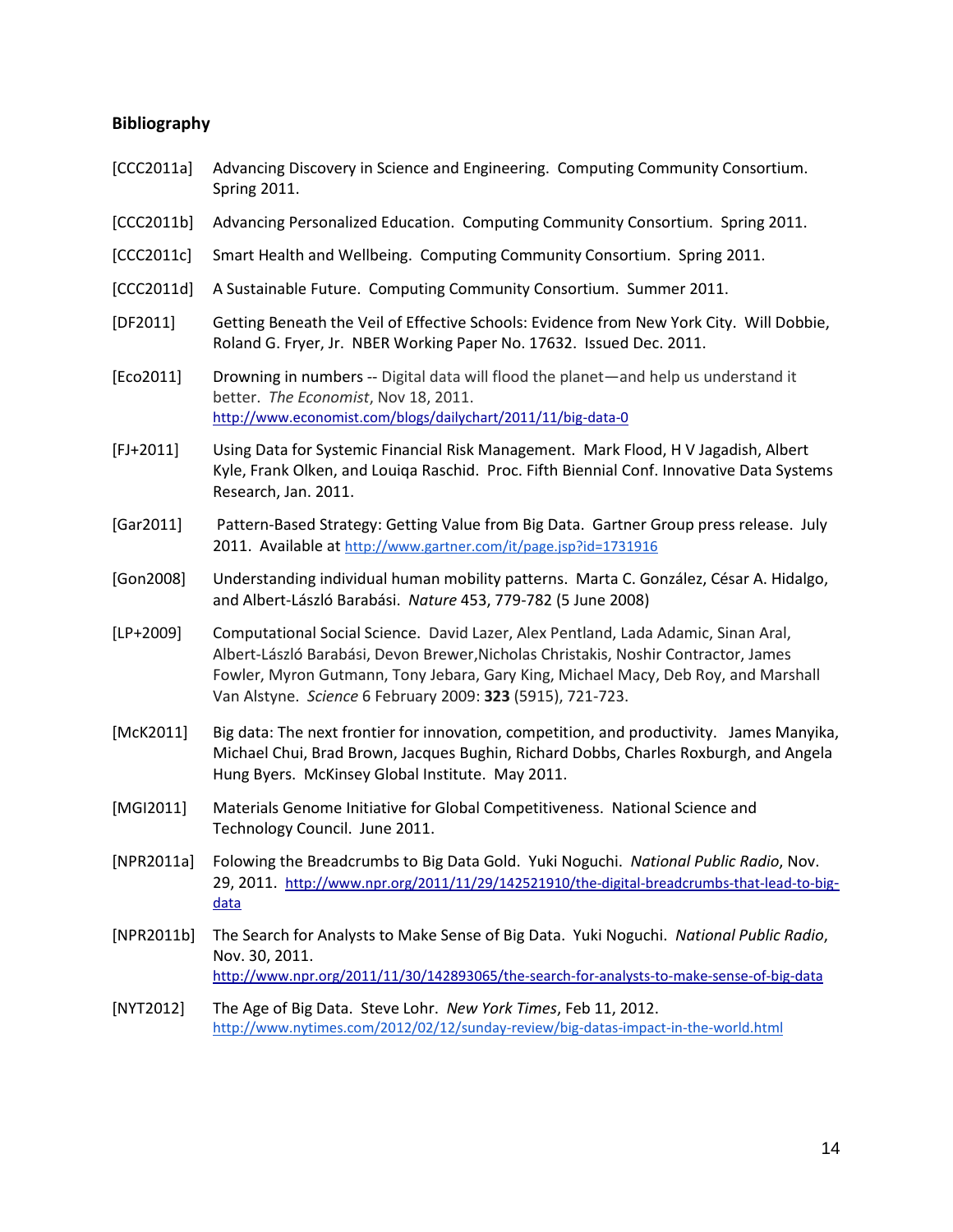## Bibliography

[CCC2011a] Advancing Discovery in Science and Engineering. Computing Community Consortium. Spring 2011.

[CCC2011b] Advancing Personalized Education. Computing Community Consortium. Spring 2011.

[CCC2011c] Smart Health and Wellbeing. Computing Community Consortium. Spring 2011.

[CCC2011d] A Sustainable Future. Computing Community Consortium. Summer 2011.

[DF2011] Getting Beneath the Veil of Effective Schools: Evidence from New York City. Will Dobbie, Roland G. Fryer, Jr. NBER Working Paper No. 17632. Issued Dec. 2011.

[Eco2011] Drowning in numbers -- Digital data will flood the planet—and help us understand it better. *The Economist*, Nov 18, 2011. http://www.economist.com/blogs/dailychart/2011/11/big-data-0

[FJ+2011] Using Data for Systemic Financial Risk Management. Mark Flood, H V Jagadish, Albert Kyle, Frank Olken, and Louiqa Raschid. Proc. Fifth Biennial Conf. Innovative Data Systems Research, Jan. 2011.

[Gar2011] Pattern-Based Strategy: Getting Value from Big Data. Gartner Group press release. July 2011. Available at http://www.gartner.com/it/page.jsp?id=1731916

[Gon2008] Understanding individual human mobility patterns. Marta C. González, César A. Hidalgo, and Albert-László Barabási. *Nature* 453, 779-782 (5 June 2008)

[LP+2009] Computational Social Science. David Lazer, Alex Pentland, Lada Adamic, Sinan Aral, Albert-László Barabási, Devon Brewer,Nicholas Christakis, Noshir Contractor, James Fowler, Myron Gutmann, Tony Jebara, Gary King, Michael Macy, Deb Roy, and Marshall Van Alstyne. *Science* 6 February 2009: **323** (5915), 721-723.

[McK2011] Big data: The next frontier for innovation, competition, and productivity. James Manyika, Michael Chui, Brad Brown, Jacques Bughin, Richard Dobbs, Charles Roxburgh, and Angela Hung Byers. McKinsey Global Institute. May 2011.

[MGI2011] Materials Genome Initiative for Global Competitiveness. National Science and Technology Council. June 2011.

[NPR2011a] Folowing the Breadcrumbs to Big Data Gold. Yuki Noguchi. *National Public Radio*, Nov. 29, 2011. http://www.npr.org/2011/11/29/142521910/the-digital-breadcrumbs-that-lead-to-big-data

[NPR2011b] The Search for Analysts to Make Sense of Big Data. Yuki Noguchi. *National Public Radio*, Nov. 30, 2011. http://www.npr.org/2011/11/30/142893065/the-search-for-analysts-to-make-sense-of-big-data

[NYT2012] The Age of Big Data. Steve Lohr. *New York Times*, Feb 11, 2012. http://www.nytimes.com/2012/02/12/sunday-review/big-datas-impact-in-the-world.html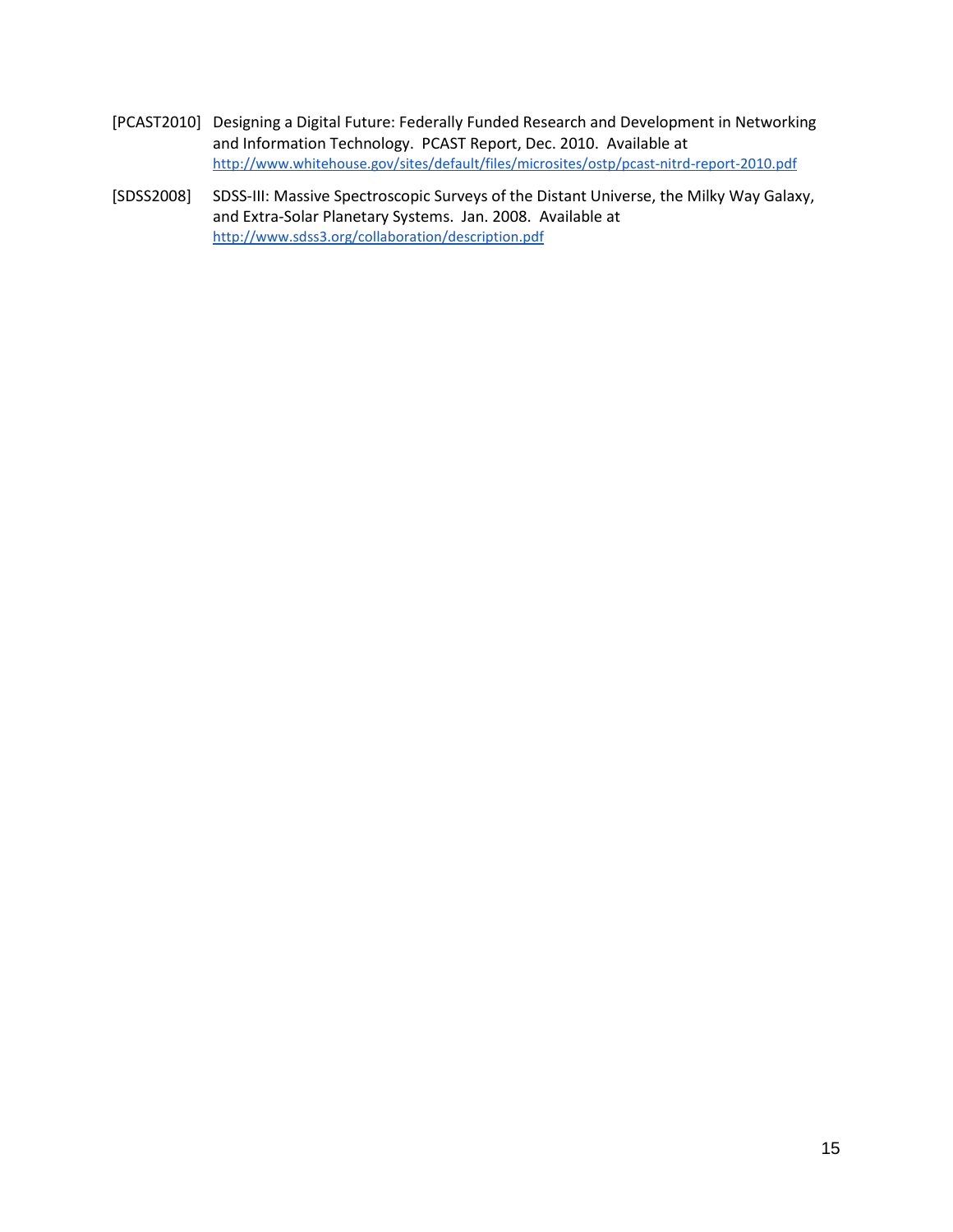[PCAST2010] Designing a Digital Future: Federally Funded Research and Development in Networking and Information Technology. PCAST Report, Dec. 2010. Available at http://www.whitehouse.gov/sites/default/files/microsites/ostp/pcast-nitrd-report-2010.pdf

[SDSS2008] SDSS-III: Massive Spectroscopic Surveys of the Distant Universe, the Milky Way Galaxy, and Extra-Solar Planetary Systems. Jan. 2008. Available at http://www.sdss3.org/collaboration/description.pdf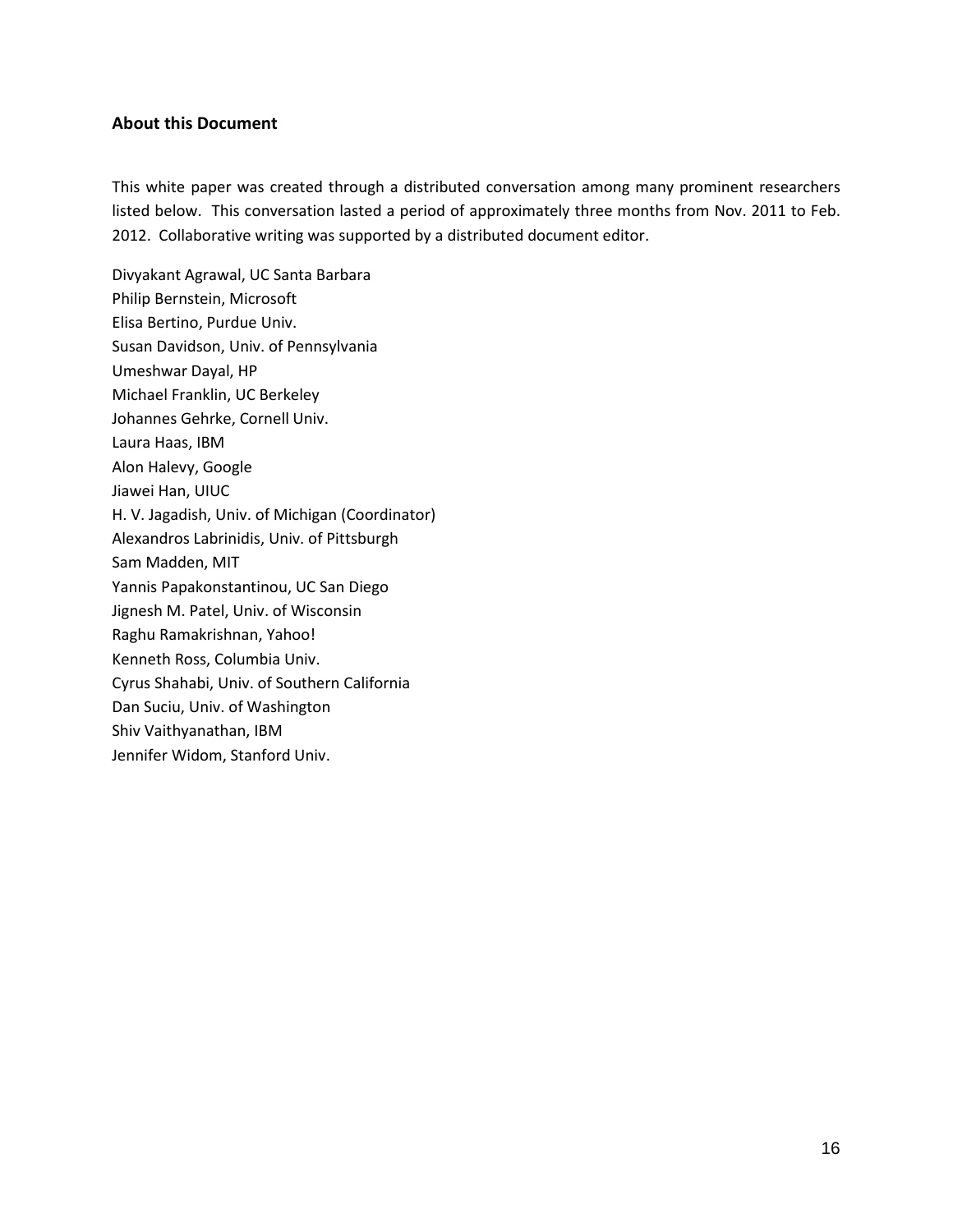### About this Document

This white paper was created through a distributed conversation among many prominent researchers listed below. This conversation lasted a period of approximately three months from Nov. 2011 to Feb. 2012. Collaborative writing was supported by a distributed document editor.

Divyakant Agrawal, UC Santa Barbara
Philip Bernstein, Microsoft
Elisa Bertino, Purdue Univ.
Susan Davidson, Univ. of Pennsylvania
Umeshwar Dayal, HP
Michael Franklin, UC Berkeley
Johannes Gehrke, Cornell Univ.
Laura Haas, IBM
Alon Halevy, Google
Jiawei Han, UIUC
H. V. Jagadish, Univ. of Michigan (Coordinator)
Alexandros Labrinidis, Univ. of Pittsburgh
Sam Madden, MIT
Yannis Papakonstantinou, UC San Diego
Jignesh M. Patel, Univ. of Wisconsin
Raghu Ramakrishnan, Yahoo!
Kenneth Ross, Columbia Univ.
Cyrus Shahabi, Univ. of Southern California
Dan Suciu, Univ. of Washington
Shiv Vaithyanathan, IBM
Jennifer Widom, Stanford Univ.